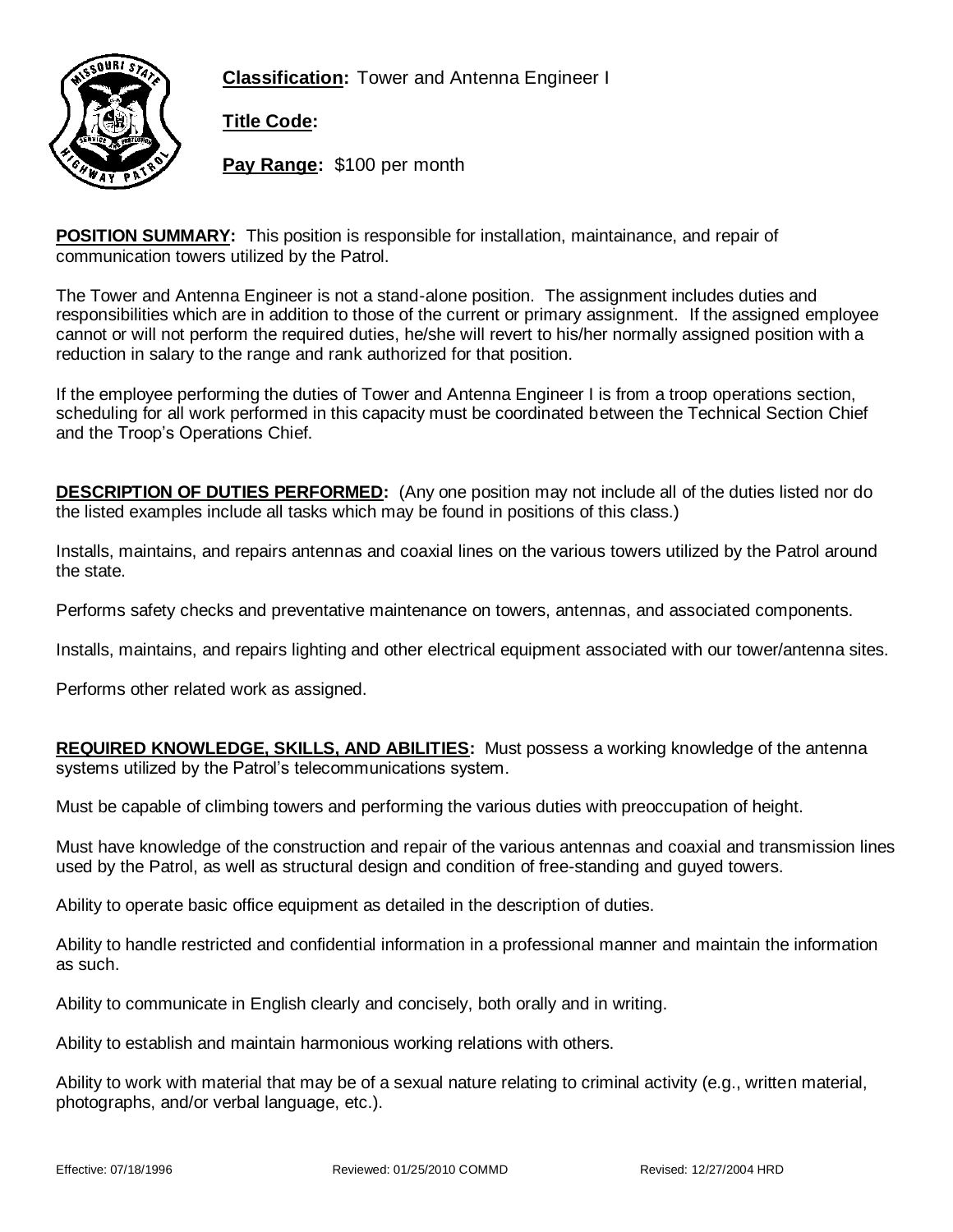**Classification:** Tower and Antenna Engineer I

**Title Code:**

**Pay Range:** $100 per month

**POSITION SUMMARY:** This position is responsible for installation, maintainance, and repair of communication towers utilized by the Patrol.

The Tower and Antenna Engineer is not a stand-alone position. The assignment includes duties and responsibilities which are in addition to those of the current or primary assignment. If the assigned employee cannot or will not perform the required duties, he/she will revert to his/her normally assigned position with a reduction in salary to the range and rank authorized for that position.

If the employee performing the duties of Tower and Antenna Engineer I is from a troop operations section, scheduling for all work performed in this capacity must be coordinated between the Technical Section Chief and the Troop's Operations Chief.

**DESCRIPTION OF DUTIES PERFORMED:** (Any one position may not include all of the duties listed nor do the listed examples include all tasks which may be found in positions of this class.)

Installs, maintains, and repairs antennas and coaxial lines on the various towers utilized by the Patrol around the state.

Performs safety checks and preventative maintenance on towers, antennas, and associated components.

Installs, maintains, and repairs lighting and other electrical equipment associated with our tower/antenna sites.

Performs other related work as assigned.

**REQUIRED KNOWLEDGE, SKILLS, AND ABILITIES:** Must possess a working knowledge of the antenna systems utilized by the Patrol's telecommunications system.

Must be capable of climbing towers and performing the various duties with preoccupation of height.

Must have knowledge of the construction and repair of the various antennas and coaxial and transmission lines used by the Patrol, as well as structural design and condition of free-standing and guyed towers.

Ability to operate basic office equipment as detailed in the description of duties.

Ability to handle restricted and confidential information in a professional manner and maintain the information as such.

Ability to communicate in English clearly and concisely, both orally and in writing.

Ability to establish and maintain harmonious working relations with others.

Ability to work with material that may be of a sexual nature relating to criminal activity (e.g., written material, photographs, and/or verbal language, etc.).

Effective: 07/18/1996 Reviewed: 01/25/2010 COMMD Revised: 12/27/2004 HRD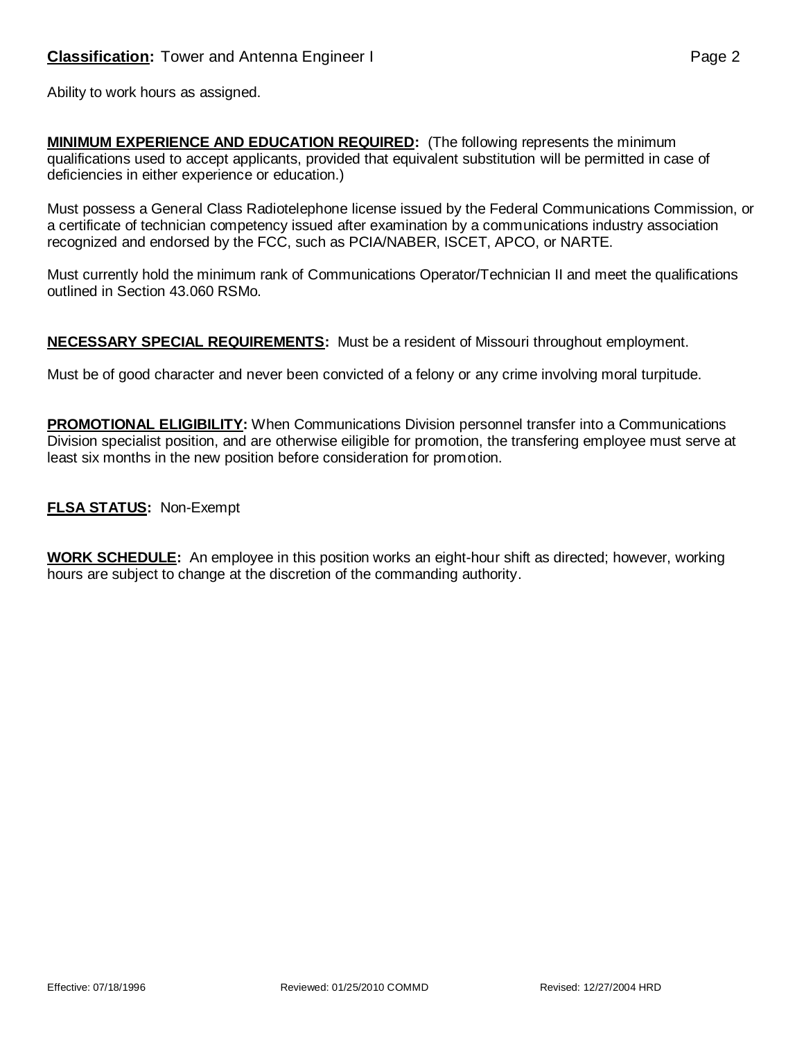Ability to work hours as assigned.

**MINIMUM EXPERIENCE AND EDUCATION REQUIRED:** (The following represents the minimum qualifications used to accept applicants, provided that equivalent substitution will be permitted in case of deficiencies in either experience or education.)

Must possess a General Class Radiotelephone license issued by the Federal Communications Commission, or a certificate of technician competency issued after examination by a communications industry association recognized and endorsed by the FCC, such as PCIA/NABER, ISCET, APCO, or NARTE.

Must currently hold the minimum rank of Communications Operator/Technician II and meet the qualifications outlined in Section 43.060 RSMo.

**NECESSARY SPECIAL REQUIREMENTS:** Must be a resident of Missouri throughout employment.

Must be of good character and never been convicted of a felony or any crime involving moral turpitude.

**PROMOTIONAL ELIGIBILITY:** When Communications Division personnel transfer into a Communications Division specialist position, and are otherwise eiligible for promotion, the transfering employee must serve at least six months in the new position before consideration for promotion.

**FLSA STATUS:** Non-Exempt

**WORK SCHEDULE:** An employee in this position works an eight-hour shift as directed; however, working hours are subject to change at the discretion of the commanding authority.

Effective: 07/18/1996 Reviewed: 01/25/2010 COMMD Revised: 12/27/2004 HRD